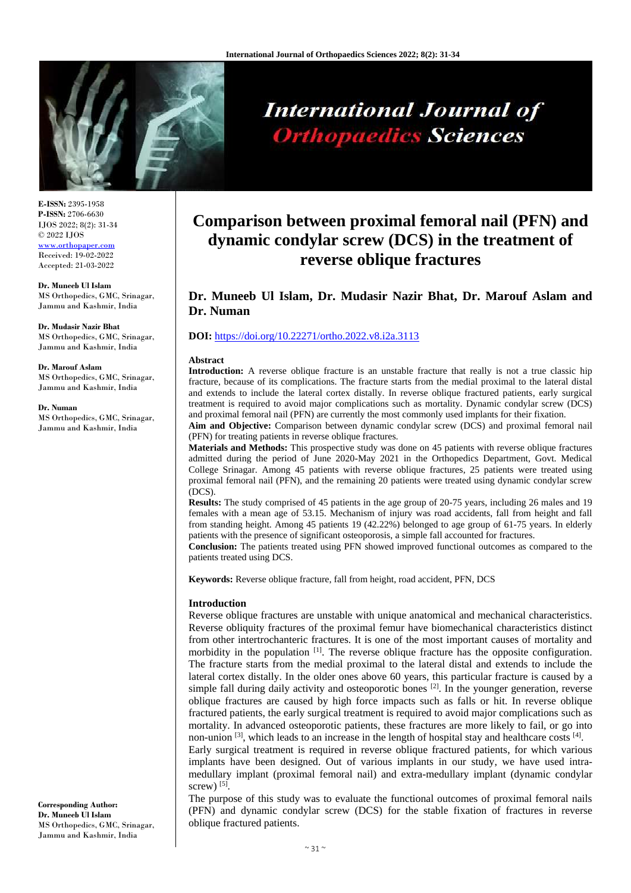**E-ISSN:** 2395-1958
**P-ISSN:** 2706-6630
IJOS 2022; 8(2): 31-34
© 2022 IJOS
www.orthopaper.com
Received: 19-02-2022
Accepted: 21-03-2022

**Dr. Muneeb Ul Islam**
MS Orthopedics, GMC, Srinagar, Jammu and Kashmir, India

**Dr. Mudasir Nazir Bhat**
MS Orthopedics, GMC, Srinagar, Jammu and Kashmir, India

**Dr. Marouf Aslam**
MS Orthopedics, GMC, Srinagar, Jammu and Kashmir, India

**Dr. Numan**
MS Orthopedics, GMC, Srinagar, Jammu and Kashmir, India

**Corresponding Author:**
**Dr. Muneeb Ul Islam**
MS Orthopedics, GMC, Srinagar, Jammu and Kashmir, India

# Comparison between proximal femoral nail (PFN) and dynamic condylar screw (DCS) in the treatment of reverse oblique fractures

## Dr. Muneeb Ul Islam, Dr. Mudasir Nazir Bhat, Dr. Marouf Aslam and Dr. Numan

**DOI:** https://doi.org/10.22271/ortho.2022.v8.i2a.3113

### Abstract

**Introduction:** A reverse oblique fracture is an unstable fracture that really is not a true classic hip fracture, because of its complications. The fracture starts from the medial proximal to the lateral distal and extends to include the lateral cortex distally. In reverse oblique fractured patients, early surgical treatment is required to avoid major complications such as mortality. Dynamic condylar screw (DCS) and proximal femoral nail (PFN) are currently the most commonly used implants for their fixation.

**Aim and Objective:** Comparison between dynamic condylar screw (DCS) and proximal femoral nail (PFN) for treating patients in reverse oblique fractures.

**Materials and Methods:** This prospective study was done on 45 patients with reverse oblique fractures admitted during the period of June 2020-May 2021 in the Orthopedics Department, Govt. Medical College Srinagar. Among 45 patients with reverse oblique fractures, 25 patients were treated using proximal femoral nail (PFN), and the remaining 20 patients were treated using dynamic condylar screw (DCS).

**Results:** The study comprised of 45 patients in the age group of 20-75 years, including 26 males and 19 females with a mean age of 53.15. Mechanism of injury was road accidents, fall from height and fall from standing height. Among 45 patients 19 (42.22%) belonged to age group of 61-75 years. In elderly patients with the presence of significant osteoporosis, a simple fall accounted for fractures.

**Conclusion:** The patients treated using PFN showed improved functional outcomes as compared to the patients treated using DCS.

**Keywords:** Reverse oblique fracture, fall from height, road accident, PFN, DCS

### Introduction

Reverse oblique fractures are unstable with unique anatomical and mechanical characteristics. Reverse obliquity fractures of the proximal femur have biomechanical characteristics distinct from other intertrochanteric fractures. It is one of the most important causes of mortality and morbidity in the population [1]. The reverse oblique fracture has the opposite configuration. The fracture starts from the medial proximal to the lateral distal and extends to include the lateral cortex distally. In the older ones above 60 years, this particular fracture is caused by a simple fall during daily activity and osteoporotic bones [2]. In the younger generation, reverse oblique fractures are caused by high force impacts such as falls or hit. In reverse oblique fractured patients, the early surgical treatment is required to avoid major complications such as mortality. In advanced osteoporotic patients, these fractures are more likely to fail, or go into non-union [3], which leads to an increase in the length of hospital stay and healthcare costs [4].

Early surgical treatment is required in reverse oblique fractured patients, for which various implants have been designed. Out of various implants in our study, we have used intra-medullary implant (proximal femoral nail) and extra-medullary implant (dynamic condylar screw) [5].

The purpose of this study was to evaluate the functional outcomes of proximal femoral nails (PFN) and dynamic condylar screw (DCS) for the stable fixation of fractures in reverse oblique fractured patients.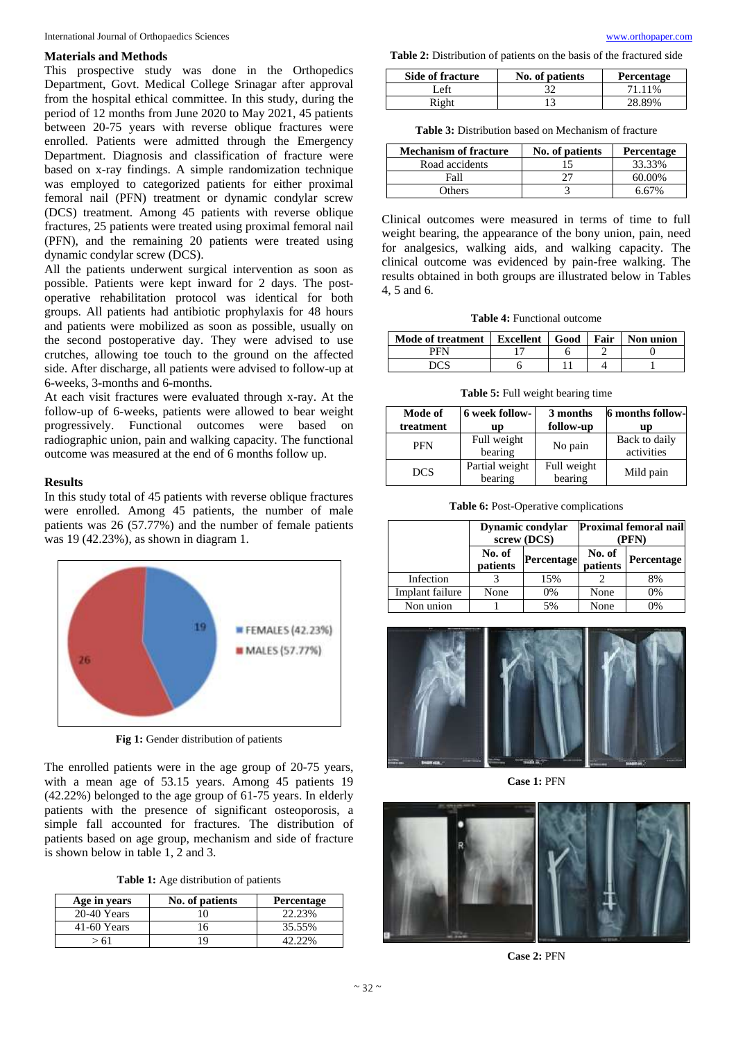## Materials and Methods

This prospective study was done in the Orthopedics Department, Govt. Medical College Srinagar after approval from the hospital ethical committee. In this study, during the period of 12 months from June 2020 to May 2021, 45 patients between 20-75 years with reverse oblique fractures were enrolled. Patients were admitted through the Emergency Department. Diagnosis and classification of fracture were based on x-ray findings. A simple randomization technique was employed to categorized patients for either proximal femoral nail (PFN) treatment or dynamic condylar screw (DCS) treatment. Among 45 patients with reverse oblique fractures, 25 patients were treated using proximal femoral nail (PFN), and the remaining 20 patients were treated using dynamic condylar screw (DCS).

All the patients underwent surgical intervention as soon as possible. Patients were kept inward for 2 days. The post-operative rehabilitation protocol was identical for both groups. All patients had antibiotic prophylaxis for 48 hours and patients were mobilized as soon as possible, usually on the second postoperative day. They were advised to use crutches, allowing toe touch to the ground on the affected side. After discharge, all patients were advised to follow-up at 6-weeks, 3-months and 6-months.

At each visit fractures were evaluated through x-ray. At the follow-up of 6-weeks, patients were allowed to bear weight progressively. Functional outcomes were based on radiographic union, pain and walking capacity. The functional outcome was measured at the end of 6 months follow up.

## Results

In this study total of 45 patients with reverse oblique fractures were enrolled. Among 45 patients, the number of male patients was 26 (57.77%) and the number of female patients was 19 (42.23%), as shown in diagram 1.

19
26
FEMALES (42.23%)
MALES (57.77%)

**Fig 1:** Gender distribution of patients

The enrolled patients were in the age group of 20-75 years, with a mean age of 53.15 years. Among 45 patients 19 (42.22%) belonged to the age group of 61-75 years. In elderly patients with the presence of significant osteoporosis, a simple fall accounted for fractures. The distribution of patients based on age group, mechanism and side of fracture is shown below in table 1, 2 and 3.

**Table 1:** Age distribution of patients

| Age in years | No. of patients | Percentage |
|---|---|---|
| 20-40 Years | 10 | 22.23% |
| 41-60 Years | 16 | 35.55% |
| > 61 | 19 | 42.22% |

**Table 2:** Distribution of patients on the basis of the fractured side

| Side of fracture | No. of patients | Percentage |
|---|---|---|
| Left | 32 | 71.11% |
| Right | 13 | 28.89% |

**Table 3:** Distribution based on Mechanism of fracture

| Mechanism of fracture | No. of patients | Percentage |
|---|---|---|
| Road accidents | 15 | 33.33% |
| Fall | 27 | 60.00% |
| Others | 3 | 6.67% |

Clinical outcomes were measured in terms of time to full weight bearing, the appearance of the bony union, pain, need for analgesics, walking aids, and walking capacity. The clinical outcome was evidenced by pain-free walking. The results obtained in both groups are illustrated below in Tables 4, 5 and 6.

**Table 4:** Functional outcome

| Mode of treatment | Excellent | Good | Fair | Non union |
|---|---|---|---|---|
| PFN | 17 | 6 | 2 | 0 |
| DCS | 6 | 11 | 4 | 1 |

**Table 5:** Full weight bearing time

| Mode of treatment | 6 week follow-up | 3 months follow-up | 6 months follow-up |
|---|---|---|---|
| PFN | Full weight bearing | No pain | Back to daily activities |
| DCS | Partial weight bearing | Full weight bearing | Mild pain |

**Table 6:** Post-Operative complications

| | Dynamic condylar screw (DCS) | | Proximal femoral nail (PFN) | |
|---|---|---|---|---|
| | No. of patients | Percentage | No. of patients | Percentage |
| Infection | 3 | 15% | 2 | 8% |
| Implant failure | None | 0% | None | 0% |
| Non union | 1 | 5% | None | 0% |

**Case 1:** PFN

**Case 2:** PFN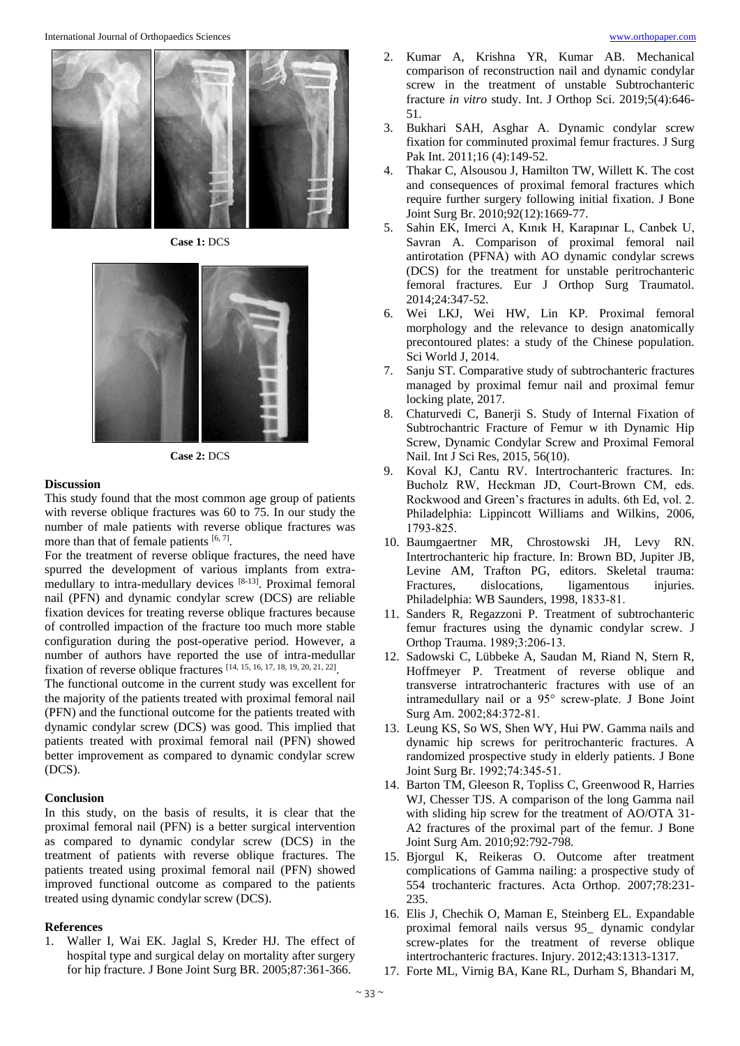**Case 1:** DCS

**Case 2:** DCS

## Discussion

This study found that the most common age group of patients with reverse oblique fractures was 60 to 75. In our study the number of male patients with reverse oblique fractures was more than that of female patients [6, 7].

For the treatment of reverse oblique fractures, the need have spurred the development of various implants from extra-medullary to intra-medullary devices [8-13]. Proximal femoral nail (PFN) and dynamic condylar screw (DCS) are reliable fixation devices for treating reverse oblique fractures because of controlled impaction of the fracture too much more stable configuration during the post-operative period. However, a number of authors have reported the use of intra-medullar fixation of reverse oblique fractures [14, 15, 16, 17, 18, 19, 20, 21, 22].

The functional outcome in the current study was excellent for the majority of the patients treated with proximal femoral nail (PFN) and the functional outcome for the patients treated with dynamic condylar screw (DCS) was good. This implied that patients treated with proximal femoral nail (PFN) showed better improvement as compared to dynamic condylar screw (DCS).

## Conclusion

In this study, on the basis of results, it is clear that the proximal femoral nail (PFN) is a better surgical intervention as compared to dynamic condylar screw (DCS) in the treatment of patients with reverse oblique fractures. The patients treated using proximal femoral nail (PFN) showed improved functional outcome as compared to the patients treated using dynamic condylar screw (DCS).

## References

1. Waller I, Wai EK. Jaglal S, Kreder HJ. The effect of hospital type and surgical delay on mortality after surgery for hip fracture. J Bone Joint Surg BR. 2005;87:361-366.
2. Kumar A, Krishna YR, Kumar AB. Mechanical comparison of reconstruction nail and dynamic condylar screw in the treatment of unstable Subtrochanteric fracture *in vitro* study. Int. J Orthop Sci. 2019;5(4):646-51.
3. Bukhari SAH, Asghar A. Dynamic condylar screw fixation for comminuted proximal femur fractures. J Surg Pak Int. 2011;16 (4):149-52.
4. Thakar C, Alsousou J, Hamilton TW, Willett K. The cost and consequences of proximal femoral fractures which require further surgery following initial fixation. J Bone Joint Surg Br. 2010;92(12):1669-77.
5. Sahin EK, Imerci A, Kınık H, Karapınar L, Canbek U, Savran A. Comparison of proximal femoral nail antirotation (PFNA) with AO dynamic condylar screws (DCS) for the treatment for unstable peritrochanteric femoral fractures. Eur J Orthop Surg Traumatol. 2014;24:347-52.
6. Wei LKJ, Wei HW, Lin KP. Proximal femoral morphology and the relevance to design anatomically precontoured plates: a study of the Chinese population. Sci World J, 2014.
7. Sanju ST. Comparative study of subtrochanteric fractures managed by proximal femur nail and proximal femur locking plate, 2017.
8. Chaturvedi C, Banerji S. Study of Internal Fixation of Subtrochantric Fracture of Femur w ith Dynamic Hip Screw, Dynamic Condylar Screw and Proximal Femoral Nail. Int J Sci Res, 2015, 56(10).
9. Koval KJ, Cantu RV. Intertrochanteric fractures. In: Bucholz RW, Heckman JD, Court-Brown CM, eds. Rockwood and Green's fractures in adults. 6th Ed, vol. 2. Philadelphia: Lippincott Williams and Wilkins, 2006, 1793-825.
10. Baumgaertner MR, Chrostowski JH, Levy RN. Intertrochanteric hip fracture. In: Brown BD, Jupiter JB, Levine AM, Trafton PG, editors. Skeletal trauma: Fractures, dislocations, ligamentous injuries. Philadelphia: WB Saunders, 1998, 1833-81.
11. Sanders R, Regazzoni P. Treatment of subtrochanteric femur fractures using the dynamic condylar screw. J Orthop Trauma. 1989;3:206-13.
12. Sadowski C, Lübbeke A, Saudan M, Riand N, Stern R, Hoffmeyer P. Treatment of reverse oblique and transverse intratrochanteric fractures with use of an intramedullary nail or a 95° screw-plate. J Bone Joint Surg Am. 2002;84:372-81.
13. Leung KS, So WS, Shen WY, Hui PW. Gamma nails and dynamic hip screws for peritrochanteric fractures. A randomized prospective study in elderly patients. J Bone Joint Surg Br. 1992;74:345-51.
14. Barton TM, Gleeson R, Topliss C, Greenwood R, Harries WJ, Chesser TJS. A comparison of the long Gamma nail with sliding hip screw for the treatment of AO/OTA 31-A2 fractures of the proximal part of the femur. J Bone Joint Surg Am. 2010;92:792-798.
15. Bjorgul K, Reikeras O. Outcome after treatment complications of Gamma nailing: a prospective study of 554 trochanteric fractures. Acta Orthop. 2007;78:231-235.
16. Elis J, Chechik O, Maman E, Steinberg EL. Expandable proximal femoral nails versus 95_ dynamic condylar screw-plates for the treatment of reverse oblique intertrochanteric fractures. Injury. 2012;43:1313-1317.
17. Forte ML, Virnig BA, Kane RL, Durham S, Bhandari M,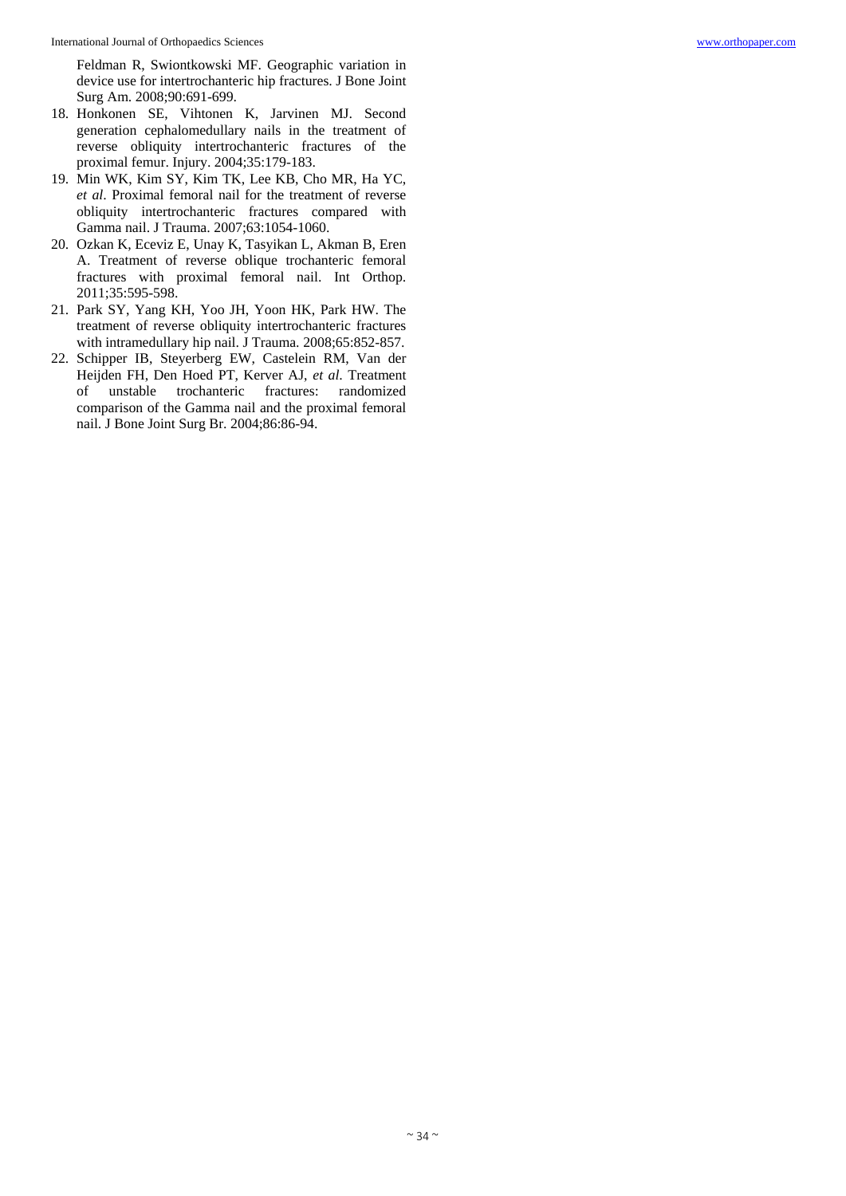Feldman R, Swiontkowski MF. Geographic variation in device use for intertrochanteric hip fractures. J Bone Joint Surg Am. 2008;90:691-699.

18. Honkonen SE, Vihtonen K, Jarvinen MJ. Second generation cephalomedullary nails in the treatment of reverse obliquity intertrochanteric fractures of the proximal femur. Injury. 2004;35:179-183.
19. Min WK, Kim SY, Kim TK, Lee KB, Cho MR, Ha YC, *et al*. Proximal femoral nail for the treatment of reverse obliquity intertrochanteric fractures compared with Gamma nail. J Trauma. 2007;63:1054-1060.
20. Ozkan K, Eceviz E, Unay K, Tasyikan L, Akman B, Eren A. Treatment of reverse oblique trochanteric femoral fractures with proximal femoral nail. Int Orthop. 2011;35:595-598.
21. Park SY, Yang KH, Yoo JH, Yoon HK, Park HW. The treatment of reverse obliquity intertrochanteric fractures with intramedullary hip nail. J Trauma. 2008;65:852-857.
22. Schipper IB, Steyerberg EW, Castelein RM, Van der Heijden FH, Den Hoed PT, Kerver AJ, *et al*. Treatment of unstable trochanteric fractures: randomized comparison of the Gamma nail and the proximal femoral nail. J Bone Joint Surg Br. 2004;86:86-94.